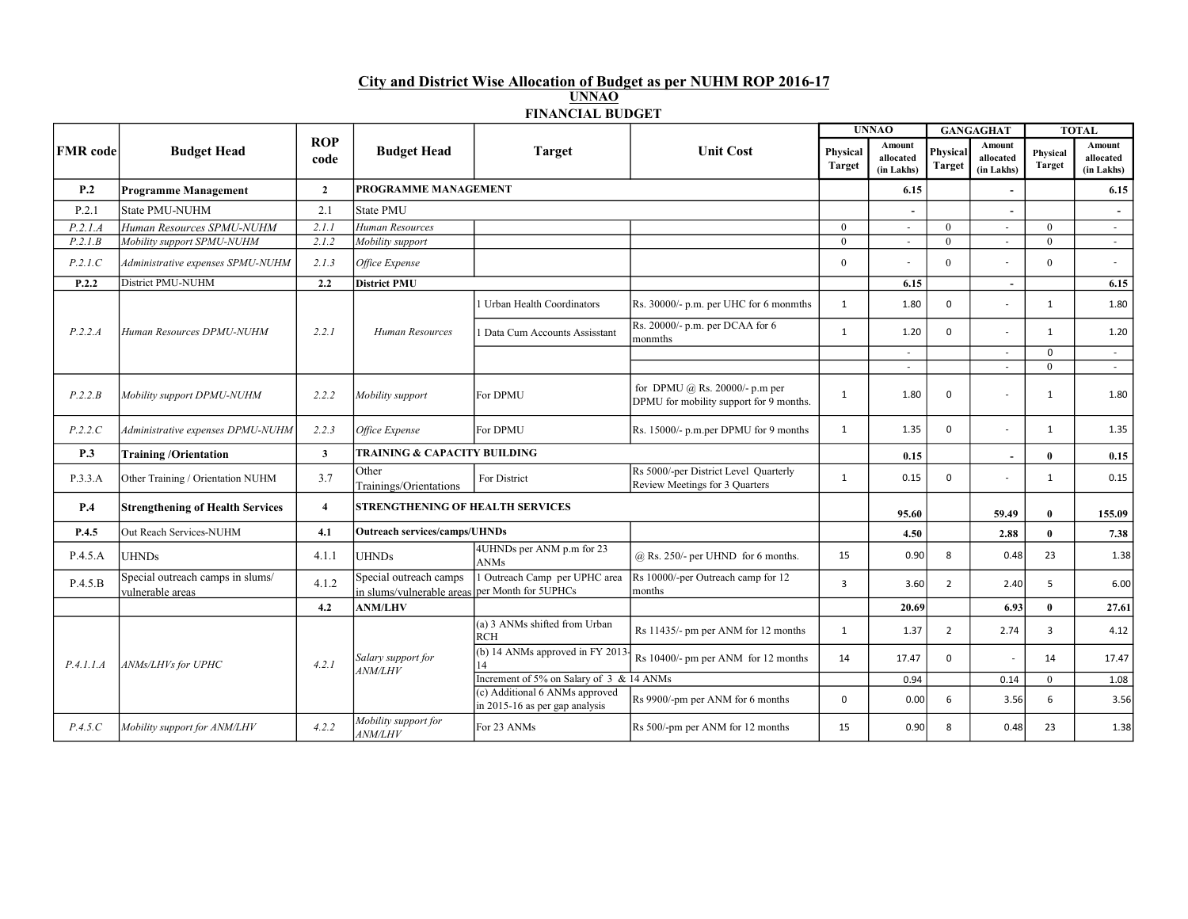## City and District Wise Allocation of Budget as per NUHM ROP 2016-17

### UNNAO

### FINANCIAL BUDGET

| FMR code | Budget Head | ROP code | Budget Head | Target | Unit Cost | UNNAO | | GANGAGHAT | | TOTAL | |
|---|---|---|---|---|---|---|---|---|---|---|---|
| | | | | | | Physical Target | Amount allocated (in Lakhs) | Physical Target | Amount allocated (in Lakhs) | Physical Target | Amount allocated (in Lakhs) |
| **P.2** | **Programme Management** | **2** | **PROGRAMME MANAGEMENT** | | | | **6.15** | | **-** | | **6.15** |
| P.2.1 | State PMU-NUHM | 2.1 | State PMU | | | | - | | - | | - |
| *P.2.1.A* | *Human Resources SPMU-NUHM* | *2.1.1* | *Human Resources* | | | 0 | - | 0 | - | 0 | - |
| *P.2.1.B* | *Mobility support SPMU-NUHM* | *2.1.2* | *Mobility support* | | | 0 | - | 0 | - | 0 | - |
| *P.2.1.C* | *Administrative expenses SPMU-NUHM* | *2.1.3* | *Office Expense* | | | 0 | - | 0 | - | 0 | - |
| **P.2.2** | District PMU-NUHM | **2.2** | **District PMU** | | | | **6.15** | | **-** | | **6.15** |
| *P.2.2.A* | *Human Resources DPMU-NUHM* | *2.2.1* | *Human Resources* | 1 Urban Health Coordinators | Rs. 30000/- p.m. per UHC for 6 monmths | 1 | 1.80 | 0 | - | 1 | 1.80 |
| | | | | 1 Data Cum Accounts Assisstant | Rs. 20000/- p.m. per DCAA for 6 monmths | 1 | 1.20 | 0 | - | 1 | 1.20 |
| | | | | | | | - | | - | 0 | - |
| | | | | | | | - | | - | 0 | - |
| *P.2.2.B* | *Mobility support DPMU-NUHM* | *2.2.2* | *Mobility support* | For DPMU | for DPMU @ Rs. 20000/- p.m per DPMU for mobility support for 9 months. | 1 | 1.80 | 0 | - | 1 | 1.80 |
| *P.2.2.C* | *Administrative expenses DPMU-NUHM* | *2.2.3* | *Office Expense* | For DPMU | Rs. 15000/- p.m.per DPMU for 9 months | 1 | 1.35 | 0 | - | 1 | 1.35 |
| **P.3** | **Training /Orientation** | **3** | **TRAINING & CAPACITY BUILDING** | | | | **0.15** | | **-** | **0** | **0.15** |
| P.3.3.A | Other Training / Orientation NUHM | 3.7 | Other Trainings/Orientations | For District | Rs 5000/-per District Level Quarterly Review Meetings for 3 Quarters | 1 | 0.15 | 0 | - | 1 | 0.15 |
| **P.4** | **Strengthening of Health Services** | **4** | **STRENGTHENING OF HEALTH SERVICES** | | | | **95.60** | | **59.49** | **0** | **155.09** |
| **P.4.5** | Out Reach Services-NUHM | **4.1** | **Outreach services/camps/UHNDs** | | | | **4.50** | | **2.88** | **0** | **7.38** |
| P.4.5.A | UHNDs | 4.1.1 | UHNDs | 4UHNDs per ANM p.m for 23 ANMs | @ Rs. 250/- per UHND for 6 months. | 15 | 0.90 | 8 | 0.48 | 23 | 1.38 |
| P.4.5.B | Special outreach camps in slums/ vulnerable areas | 4.1.2 | Special outreach camps in slums/vulnerable areas | 1 Outreach Camp per UPHC area per Month for 5UPHCs | Rs 10000/-per Outreach camp for 12 months | 3 | 3.60 | 2 | 2.40 | 5 | 6.00 |
| | | **4.2** | **ANM/LHV** | | | | **20.69** | | **6.93** | **0** | **27.61** |
| *P.4.1.1.A* | *ANMs/LHVs for UPHC* | *4.2.1* | *Salary support for ANM/LHV* | (a) 3 ANMs shifted from Urban RCH | Rs 11435/- pm per ANM for 12 months | 1 | 1.37 | 2 | 2.74 | 3 | 4.12 |
| | | | | (b) 14 ANMs approved in FY 2013-14 | Rs 10400/- pm per ANM for 12 months | 14 | 17.47 | 0 | - | 14 | 17.47 |
| | | | | Increment of 5% on Salary of 3 & 14 ANMs | | | 0.94 | | 0.14 | 0 | 1.08 |
| | | | | (c) Additional 6 ANMs approved in 2015-16 as per gap analysis | Rs 9900/-pm per ANM for 6 months | 0 | 0.00 | 6 | 3.56 | 6 | 3.56 |
| *P.4.5.C* | *Mobility support for ANM/LHV* | *4.2.2* | *Mobility support for ANM/LHV* | For 23 ANMs | Rs 500/-pm per ANM for 12 months | 15 | 0.90 | 8 | 0.48 | 23 | 1.38 |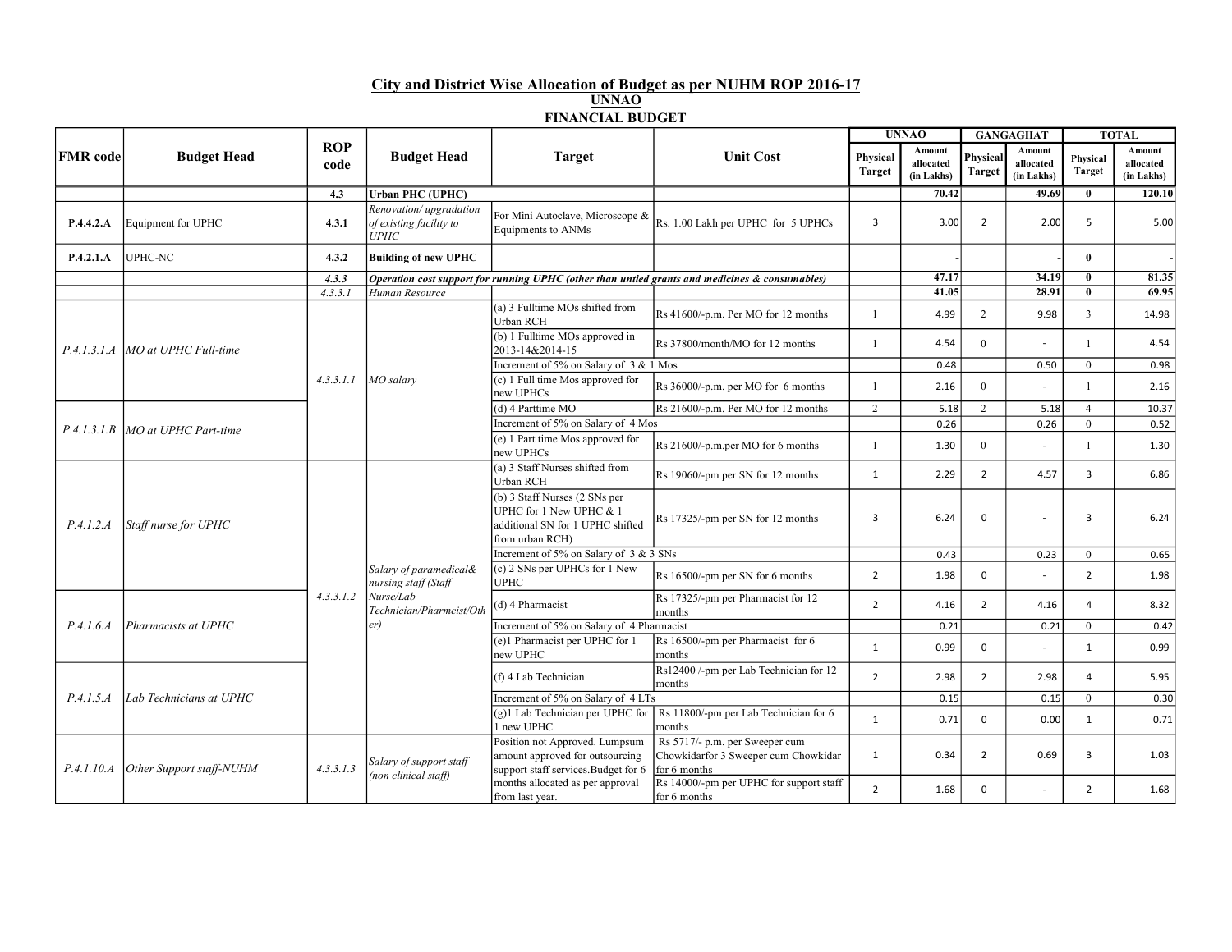## City and District Wise Allocation of Budget as per NUHM ROP 2016-17

### UNNAO

### FINANCIAL BUDGET

| FMR code | Budget Head | ROP code | Budget Head | Target | Unit Cost | UNNAO | | GANGAGHAT | | TOTAL | |
|---|---|---|---|---|---|---|---|---|---|---|---|
| | | | | | | Physical Target | Amount allocated (in Lakhs) | Physical Target | Amount allocated (in Lakhs) | Physical Target | Amount allocated (in Lakhs) |
| | | **4.3** | **Urban PHC (UPHC)** | | | | **70.42** | | **49.69** | **0** | **120.10** |
| **P.4.4.2.A** | Equipment for UPHC | **4.3.1** | *Renovation/ upgradation of existing facility to UPHC* | For Mini Autoclave, Microscope & Equipments to ANMs | Rs. 1.00 Lakh per UPHC for 5 UPHCs | 3 | 3.00 | 2 | 2.00 | 5 | 5.00 |
| **P.4.2.1.A** | UPHC-NC | **4.3.2** | **Building of new UPHC** | | | | - | | - | **0** | - |
| | | ***4.3.3*** | ***Operation cost support for running UPHC (other than untied grants and medicines & consumables)*** | | | | **47.17** | | **34.19** | **0** | **81.35** |
| | | *4.3.3.1* | *Human Resource* | | | | **41.05** | | **28.91** | **0** | **69.95** |
| *P.4.1.3.1.A* | *MO at UPHC Full-time* | *4.3.3.1.1* | *MO salary* | (a) 3 Fulltime MOs shifted from Urban RCH | Rs 41600/-p.m. Per MO for 12 months | 1 | 4.99 | 2 | 9.98 | 3 | 14.98 |
| | | | | (b) 1 Fulltime MOs approved in 2013-14&2014-15 | Rs 37800/month/MO for 12 months | 1 | 4.54 | 0 | - | 1 | 4.54 |
| | | | | Increment of 5% on Salary of 3 & 1 Mos | | | 0.48 | | 0.50 | 0 | 0.98 |
| | | | | (c) 1 Full time Mos approved for new UPHCs | Rs 36000/-p.m. per MO for 6 months | 1 | 2.16 | 0 | - | 1 | 2.16 |
| *P.4.1.3.1.B* | *MO at UPHC Part-time* | | | (d) 4 Parttime MO | Rs 21600/-p.m. Per MO for 12 months | 2 | 5.18 | 2 | 5.18 | 4 | 10.37 |
| | | | | Increment of 5% on Salary of 4 Mos | | | 0.26 | | 0.26 | 0 | 0.52 |
| | | | | (e) 1 Part time Mos approved for new UPHCs | Rs 21600/-p.m.per MO for 6 months | 1 | 1.30 | 0 | - | 1 | 1.30 |
| *P.4.1.2.A* | *Staff nurse for UPHC* | *4.3.3.1.2* | *Salary of paramedical& nursing staff (Staff Nurse/Lab Technician/Pharmcist/Other)* | (a) 3 Staff Nurses shifted from Urban RCH | Rs 19060/-pm per SN for 12 months | 1 | 2.29 | 2 | 4.57 | 3 | 6.86 |
| | | | | (b) 3 Staff Nurses (2 SNs per UPHC for 1 New UPHC & 1 additional SN for 1 UPHC shifted from urban RCH) | Rs 17325/-pm per SN for 12 months | 3 | 6.24 | 0 | - | 3 | 6.24 |
| | | | | Increment of 5% on Salary of 3 & 3 SNs | | | 0.43 | | 0.23 | 0 | 0.65 |
| | | | | (c) 2 SNs per UPHCs for 1 New UPHC | Rs 16500/-pm per SN for 6 months | 2 | 1.98 | 0 | - | 2 | 1.98 |
| *P.4.1.6.A* | *Pharmacists at UPHC* | | | (d) 4 Pharmacist | Rs 17325/-pm per Pharmacist for 12 months | 2 | 4.16 | 2 | 4.16 | 4 | 8.32 |
| | | | | Increment of 5% on Salary of 4 Pharmacist | | | 0.21 | | 0.21 | 0 | 0.42 |
| | | | | (e)1 Pharmacist per UPHC for 1 new UPHC | Rs 16500/-pm per Pharmacist for 6 months | 1 | 0.99 | 0 | - | 1 | 0.99 |
| *P.4.1.5.A* | *Lab Technicians at UPHC* | | | (f) 4 Lab Technician | Rs12400 /-pm per Lab Technician for 12 months | 2 | 2.98 | 2 | 2.98 | 4 | 5.95 |
| | | | | Increment of 5% on Salary of 4 LTs | | | 0.15 | | 0.15 | 0 | 0.30 |
| | | | | (g)1 Lab Technician per UPHC for 1 new UPHC | Rs 11800/-pm per Lab Technician for 6 months | 1 | 0.71 | 0 | 0.00 | 1 | 0.71 |
| *P.4.1.10.A* | *Other Support staff-NUHM* | *4.3.3.1.3* | *Salary of support staff (non clinical staff)* | Position not Approved. Lumpsum amount approved for outsourcing support staff services.Budget for 6 months allocated as per approval from last year. | Rs 5717/- p.m. per Sweeper cum Chowkidarfor 3 Sweeper cum Chowkidar for 6 months | 1 | 0.34 | 2 | 0.69 | 3 | 1.03 |
| | | | | | Rs 14000/-pm per UPHC for support staff for 6 months | 2 | 1.68 | 0 | - | 2 | 1.68 |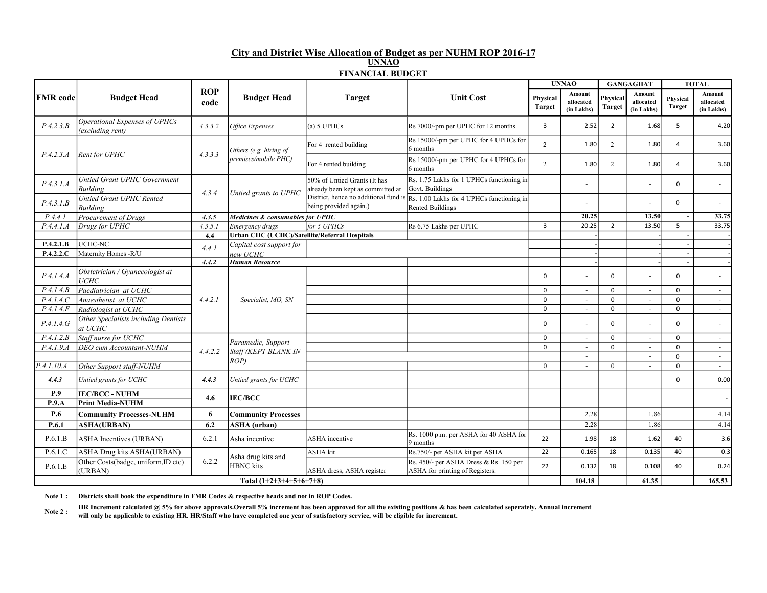## City and District Wise Allocation of Budget as per NUHM ROP 2016-17

### UNNAO

### FINANCIAL BUDGET

| FMR code | Budget Head | ROP code | Budget Head | Target | Unit Cost | UNNAO | | GANGAGHAT | | TOTAL | |
|---|---|---|---|---|---|---|---|---|---|---|---|
| | | | | | | Physical Target | Amount allocated (in Lakhs) | Physical Target | Amount allocated (in Lakhs) | Physical Target | Amount allocated (in Lakhs) |
| P.4.2.3.B | *Operational Expenses of UPHCs (excluding rent)* | 4.3.3.2 | *Office Expenses* | (a) 5 UPHCs | Rs 7000/-pm per UPHC for 12 months | 3 | 2.52 | 2 | 1.68 | 5 | 4.20 |
| P.4.2.3.A | *Rent for UPHC* | 4.3.3.3 | *Others (e.g. hiring of premises/mobile PHC)* | For 4 rented building | Rs 15000/-pm per UPHC for 4 UPHCs for 6 months | 2 | 1.80 | 2 | 1.80 | 4 | 3.60 |
| | | | | For 4 rented building | Rs 15000/-pm per UPHC for 4 UPHCs for 6 months | 2 | 1.80 | 2 | 1.80 | 4 | 3.60 |
| P.4.3.1.A | *Untied Grant UPHC Government Building* | 4.3.4 | *Untied grants to UPHC* | 50% of Untied Grants (It has already been kept as committed at District, hence no additional fund is being provided again.) | Rs. 1.75 Lakhs for 1 UPHCs functioning in Govt. Buildings | | - | | - | 0 | - |
| P.4.3.1.B | *Untied Grant UPHC Rented Building* | | | | Rs. 1.00 Lakhs for 4 UPHCs functioning in Rented Buildings | | - | | - | 0 | - |
| P.4.4.1 | *Procurement of Drugs* | **4.3.5** | ***Medicines & consumables for UPHC*** | | | | **20.25** | | **13.50** | **-** | **33.75** |
| P.4.4.1.A | *Drugs for UPHC* | 4.3.5.1 | *Emergency drugs* | *for 5 UPHCs* | Rs 6.75 Lakhs per UPHC | 3 | 20.25 | 2 | 13.50 | 5 | 33.75 |
| | | **4.4** | **Urban CHC (UCHC)/Satellite/Referral Hospitals** | | | | - | | - | - | - |
| **P.4.2.1.B** | UCHC-NC | 4.4.1 | *Capital cost support for new UCHC* | | | | - | | - | - | - |
| **P.4.2.2.C** | Maternity Homes -R/U | | | | | | - | | - | - | - |
| | | ***4.4.2*** | ***Human Resource*** | | | | **-** | | **-** | **-** | **-** |
| P.4.1.4.A | *Obstetrician / Gyanecologist at UCHC* | 4.4.2.1 | *Specialist, MO, SN* | | | 0 | - | 0 | - | 0 | - |
| P.4.1.4.B | *Paediatrician at UCHC* | | | | | 0 | - | 0 | - | 0 | - |
| P.4.1.4.C | *Anaesthetist at UCHC* | | | | | 0 | - | 0 | - | 0 | - |
| P.4.1.4.F | *Radiologist at UCHC* | | | | | 0 | - | 0 | - | 0 | - |
| P.4.1.4.G | *Other Specialists including Dentists at UCHC* | | | | | 0 | - | 0 | - | 0 | - |
| P.4.1.2.B | *Staff nurse for UCHC* | 4.4.2.2 | *Paramedic, Support Staff (KEPT BLANK IN ROP)* | | | 0 | - | 0 | - | 0 | - |
| P.4.1.9.A | *DEO cum Accountant-NUHM* | | | | | 0 | - | 0 | - | 0 | - |
| | | | | | | | - | | - | 0 | - |
| P.4.1.10.A | *Other Support staff-NUHM* | | | | | 0 | - | 0 | - | 0 | - |
| ***4.4.3*** | *Untied grants for UCHC* | ***4.4.3*** | *Untied grants for UCHC* | | | | | | | 0 | 0.00 |
| **P.9** | **IEC/BCC - NUHM** | **4.6** | **IEC/BCC** | | | | | | | | - |
| **P.9.A** | **Print Media-NUHM** | | | | | | | | | | |
| **P.6** | **Community Processes-NUHM** | **6** | **Community Processes** | | | | 2.28 | | 1.86 | | 4.14 |
| **P.6.1** | **ASHA(URBAN)** | **6.2** | **ASHA (urban)** | | | | 2.28 | | 1.86 | | 4.14 |
| P.6.1.B | ASHA Incentives (URBAN) | 6.2.1 | Asha incentive | ASHA incentive | Rs. 1000 p.m. per ASHA for 40 ASHA for 9 months | 22 | 1.98 | 18 | 1.62 | 40 | 3.6 |
| P.6.1.C | ASHA Drug kits ASHA(URBAN) | 6.2.2 | Asha drug kits and HBNC kits | ASHA kit | Rs.750/- per ASHA kit per ASHA | 22 | 0.165 | 18 | 0.135 | 40 | 0.3 |
| P.6.1.E | Other Costs(badge, uniform,ID etc) (URBAN) | | | ASHA dress, ASHA register | Rs. 450/- per ASHA Dress & Rs. 150 per ASHA for printing of Registers. | 22 | 0.132 | 18 | 0.108 | 40 | 0.24 |
| | | | **Total (1+2+3+4+5+6+7+8)** | | | | **104.18** | | **61.35** | | **165.53** |

**Note 1 :** **Districts shall book the expenditure in FMR Codes & respective heads and not in ROP Codes.**

**Note 2 :** **HR Increment calculated @ 5% for above approvals.Overall 5% increment has been approved for all the existing positions & has been calculated seperately. Annual increment will only be applicable to existing HR. HR/Staff who have completed one year of satisfactory service, will be eligible for increment.**